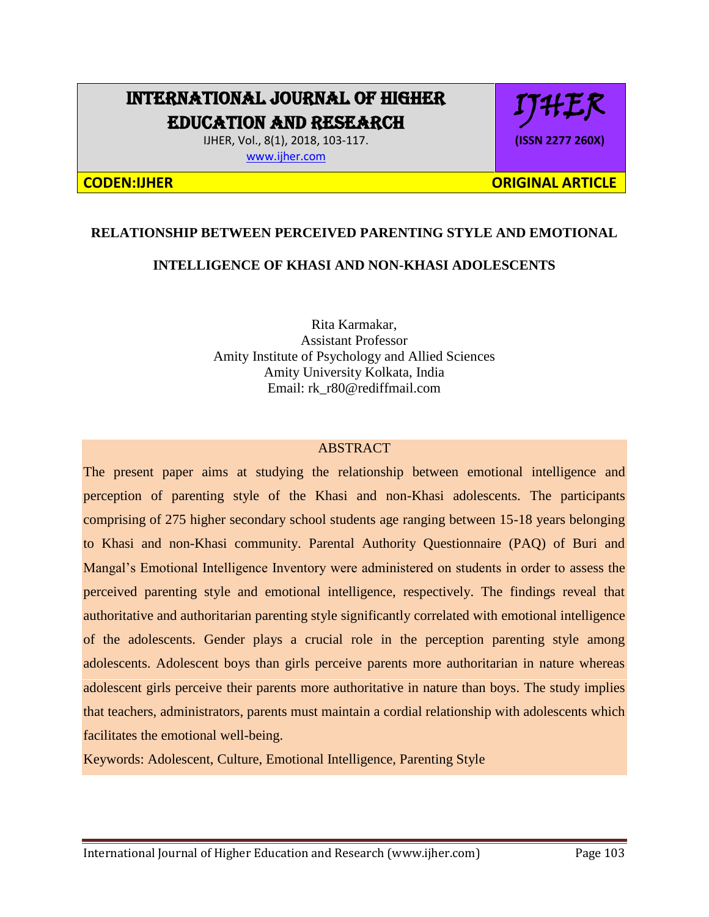# RELATIONSHIP BETWEEN PERCEIVED PARENTING STYLE AND EMOTIONAL INTELLIGENCE OF KHASI AND NON-KHASI ADOLESCENTS

Rita Karmakar,
Assistant Professor
Amity Institute of Psychology and Allied Sciences
Amity University Kolkata, India
Email: rk_r80@rediffmail.com

## ABSTRACT

The present paper aims at studying the relationship between emotional intelligence and perception of parenting style of the Khasi and non-Khasi adolescents. The participants comprising of 275 higher secondary school students age ranging between 15-18 years belonging to Khasi and non-Khasi community. Parental Authority Questionnaire (PAQ) of Buri and Mangal's Emotional Intelligence Inventory were administered on students in order to assess the perceived parenting style and emotional intelligence, respectively. The findings reveal that authoritative and authoritarian parenting style significantly correlated with emotional intelligence of the adolescents. Gender plays a crucial role in the perception parenting style among adolescents. Adolescent boys than girls perceive parents more authoritarian in nature whereas adolescent girls perceive their parents more authoritative in nature than boys. The study implies that teachers, administrators, parents must maintain a cordial relationship with adolescents which facilitates the emotional well-being.

Keywords: Adolescent, Culture, Emotional Intelligence, Parenting Style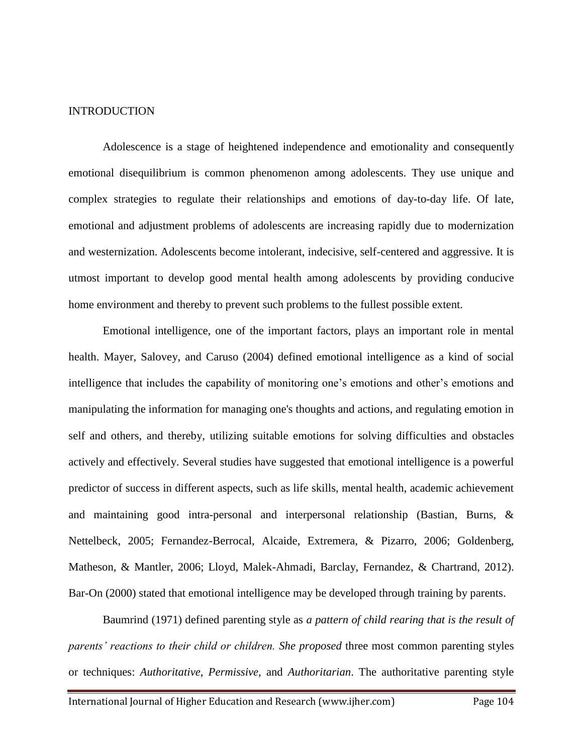## INTRODUCTION

Adolescence is a stage of heightened independence and emotionality and consequently emotional disequilibrium is common phenomenon among adolescents. They use unique and complex strategies to regulate their relationships and emotions of day-to-day life. Of late, emotional and adjustment problems of adolescents are increasing rapidly due to modernization and westernization. Adolescents become intolerant, indecisive, self-centered and aggressive. It is utmost important to develop good mental health among adolescents by providing conducive home environment and thereby to prevent such problems to the fullest possible extent.

Emotional intelligence, one of the important factors, plays an important role in mental health. Mayer, Salovey, and Caruso (2004) defined emotional intelligence as a kind of social intelligence that includes the capability of monitoring one's emotions and other's emotions and manipulating the information for managing one's thoughts and actions, and regulating emotion in self and others, and thereby, utilizing suitable emotions for solving difficulties and obstacles actively and effectively. Several studies have suggested that emotional intelligence is a powerful predictor of success in different aspects, such as life skills, mental health, academic achievement and maintaining good intra-personal and interpersonal relationship (Bastian, Burns, & Nettelbeck, 2005; Fernandez-Berrocal, Alcaide, Extremera, & Pizarro, 2006; Goldenberg, Matheson, & Mantler, 2006; Lloyd, Malek-Ahmadi, Barclay, Fernandez, & Chartrand, 2012). Bar-On (2000) stated that emotional intelligence may be developed through training by parents.

Baumrind (1971) defined parenting style as *a pattern of child rearing that is the result of parents' reactions to their child or children. She proposed* three most common parenting styles or techniques: *Authoritative*, *Permissive*, and *Authoritarian*. The authoritative parenting style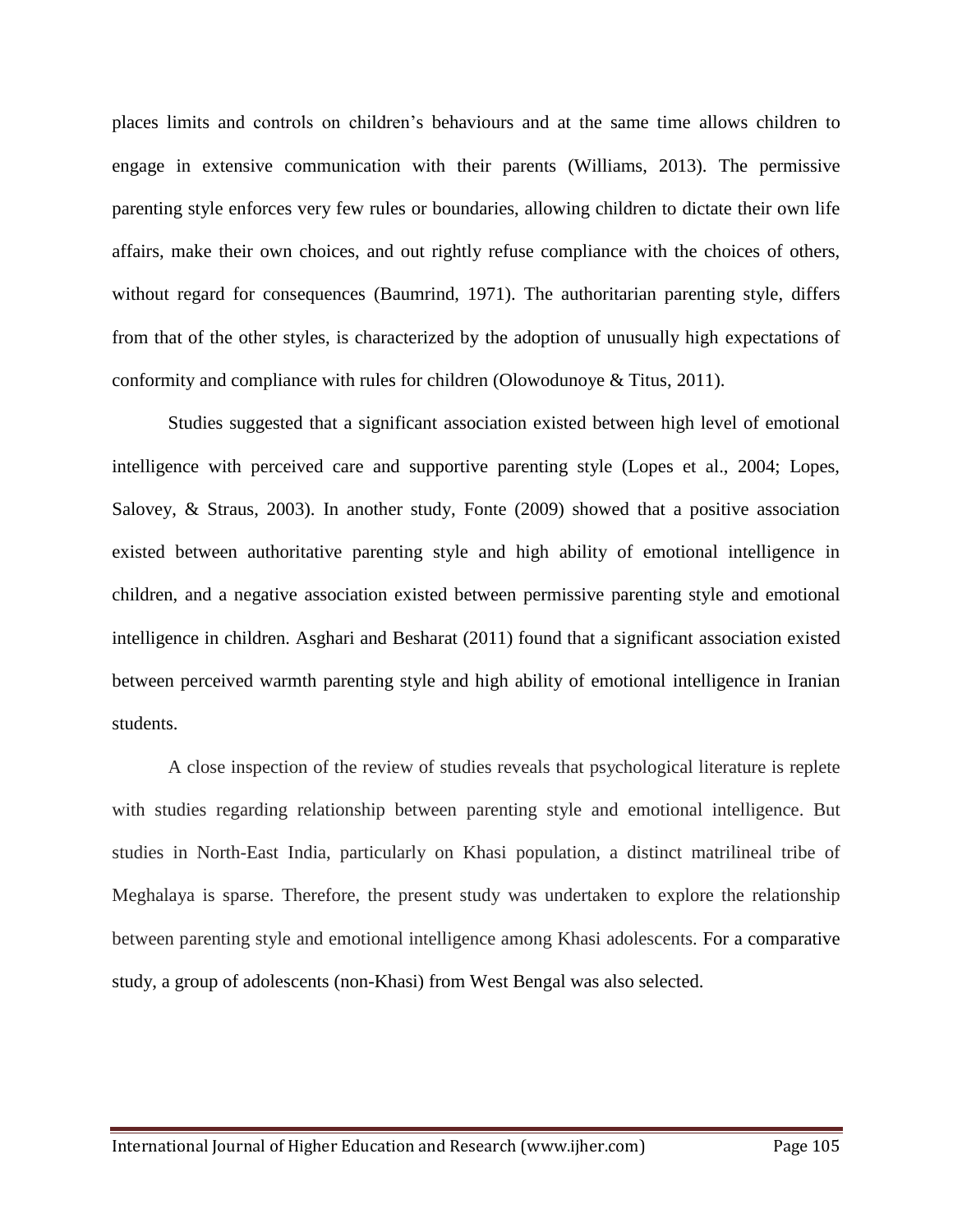places limits and controls on children's behaviours and at the same time allows children to engage in extensive communication with their parents (Williams, 2013). The permissive parenting style enforces very few rules or boundaries, allowing children to dictate their own life affairs, make their own choices, and out rightly refuse compliance with the choices of others, without regard for consequences (Baumrind, 1971). The authoritarian parenting style, differs from that of the other styles, is characterized by the adoption of unusually high expectations of conformity and compliance with rules for children (Olowodunoye & Titus, 2011).

Studies suggested that a significant association existed between high level of emotional intelligence with perceived care and supportive parenting style (Lopes et al., 2004; Lopes, Salovey, & Straus, 2003). In another study, Fonte (2009) showed that a positive association existed between authoritative parenting style and high ability of emotional intelligence in children, and a negative association existed between permissive parenting style and emotional intelligence in children. Asghari and Besharat (2011) found that a significant association existed between perceived warmth parenting style and high ability of emotional intelligence in Iranian students.

A close inspection of the review of studies reveals that psychological literature is replete with studies regarding relationship between parenting style and emotional intelligence. But studies in North-East India, particularly on Khasi population, a distinct matrilineal tribe of Meghalaya is sparse. Therefore, the present study was undertaken to explore the relationship between parenting style and emotional intelligence among Khasi adolescents. For a comparative study, a group of adolescents (non-Khasi) from West Bengal was also selected.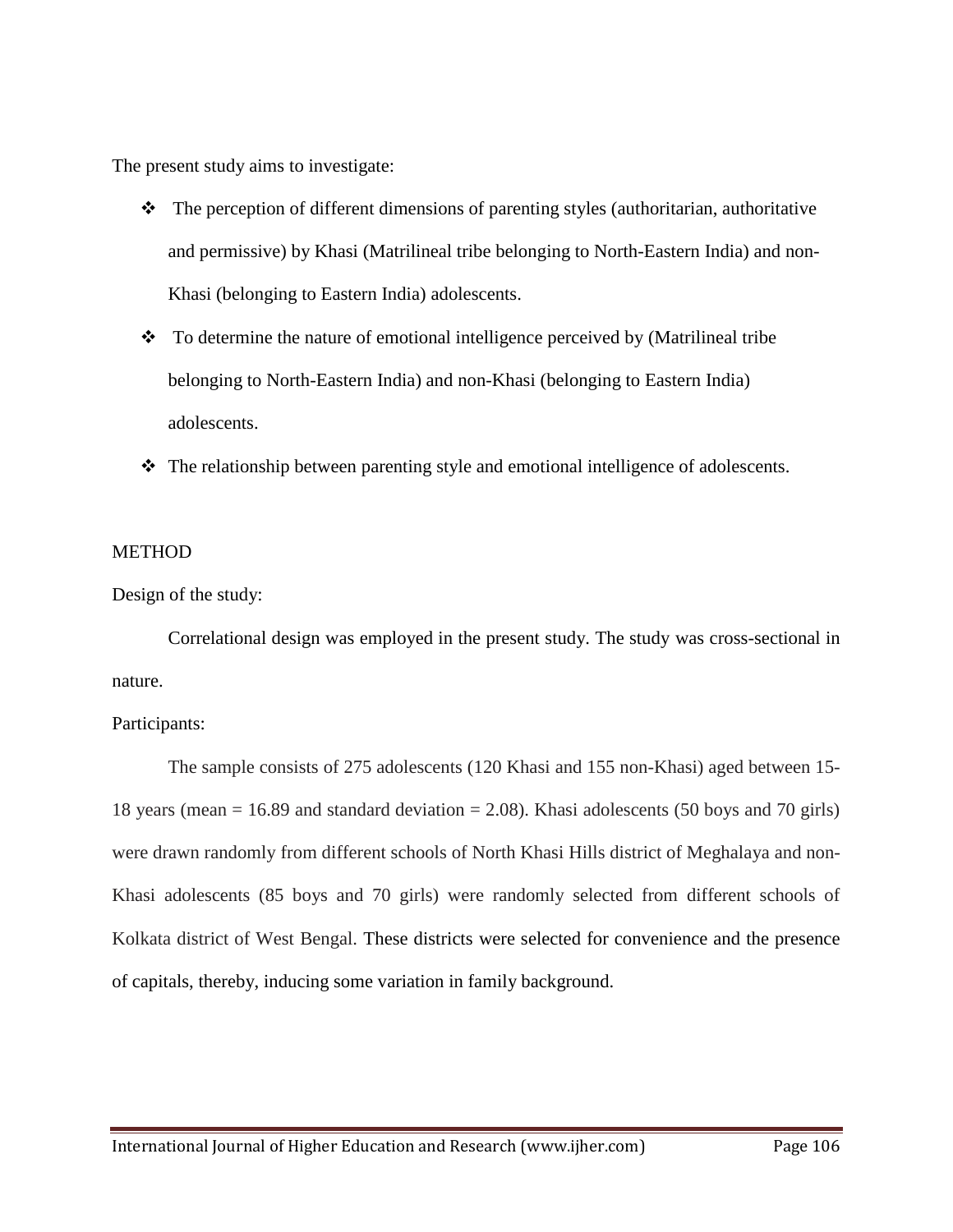The present study aims to investigate:

- The perception of different dimensions of parenting styles (authoritarian, authoritative and permissive) by Khasi (Matrilineal tribe belonging to North-Eastern India) and non-Khasi (belonging to Eastern India) adolescents.
- To determine the nature of emotional intelligence perceived by (Matrilineal tribe belonging to North-Eastern India) and non-Khasi (belonging to Eastern India) adolescents.
- The relationship between parenting style and emotional intelligence of adolescents.

## METHOD

Design of the study:

Correlational design was employed in the present study. The study was cross-sectional in nature.

Participants:

The sample consists of 275 adolescents (120 Khasi and 155 non-Khasi) aged between 15-18 years (mean = 16.89 and standard deviation = 2.08). Khasi adolescents (50 boys and 70 girls) were drawn randomly from different schools of North Khasi Hills district of Meghalaya and non-Khasi adolescents (85 boys and 70 girls) were randomly selected from different schools of Kolkata district of West Bengal. These districts were selected for convenience and the presence of capitals, thereby, inducing some variation in family background.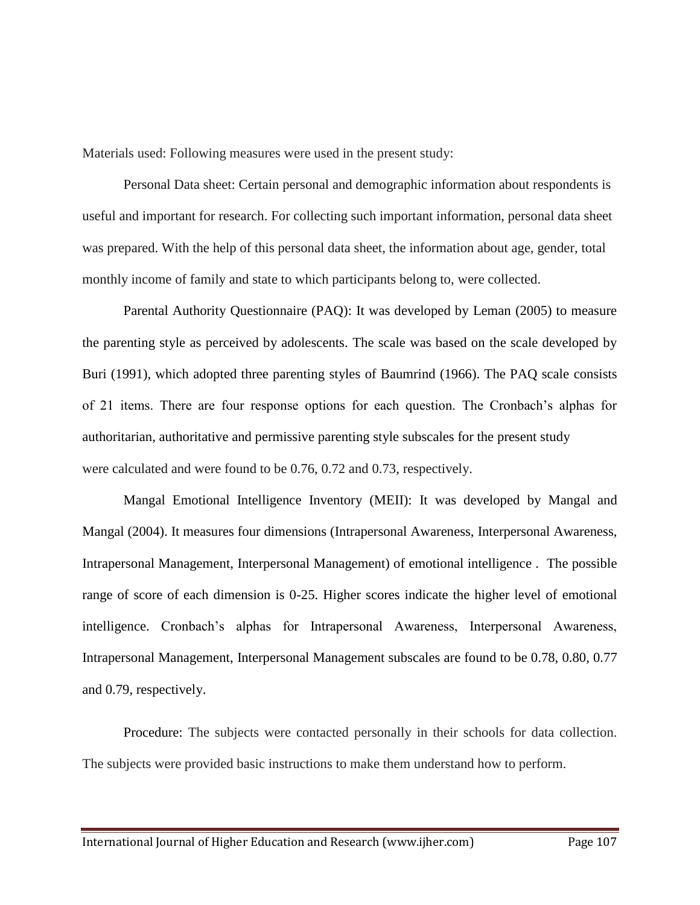Materials used: Following measures were used in the present study:

Personal Data sheet: Certain personal and demographic information about respondents is useful and important for research. For collecting such important information, personal data sheet was prepared. With the help of this personal data sheet, the information about age, gender, total monthly income of family and state to which participants belong to, were collected.

Parental Authority Questionnaire (PAQ): It was developed by Leman (2005) to measure the parenting style as perceived by adolescents. The scale was based on the scale developed by Buri (1991), which adopted three parenting styles of Baumrind (1966). The PAQ scale consists of 21 items. There are four response options for each question. The Cronbach's alphas for authoritarian, authoritative and permissive parenting style subscales for the present study were calculated and were found to be 0.76, 0.72 and 0.73, respectively.

Mangal Emotional Intelligence Inventory (MEII): It was developed by Mangal and Mangal (2004). It measures four dimensions (Intrapersonal Awareness, Interpersonal Awareness, Intrapersonal Management, Interpersonal Management) of emotional intelligence . The possible range of score of each dimension is 0-25. Higher scores indicate the higher level of emotional intelligence. Cronbach's alphas for Intrapersonal Awareness, Interpersonal Awareness, Intrapersonal Management, Interpersonal Management subscales are found to be 0.78, 0.80, 0.77 and 0.79, respectively.

Procedure: The subjects were contacted personally in their schools for data collection. The subjects were provided basic instructions to make them understand how to perform.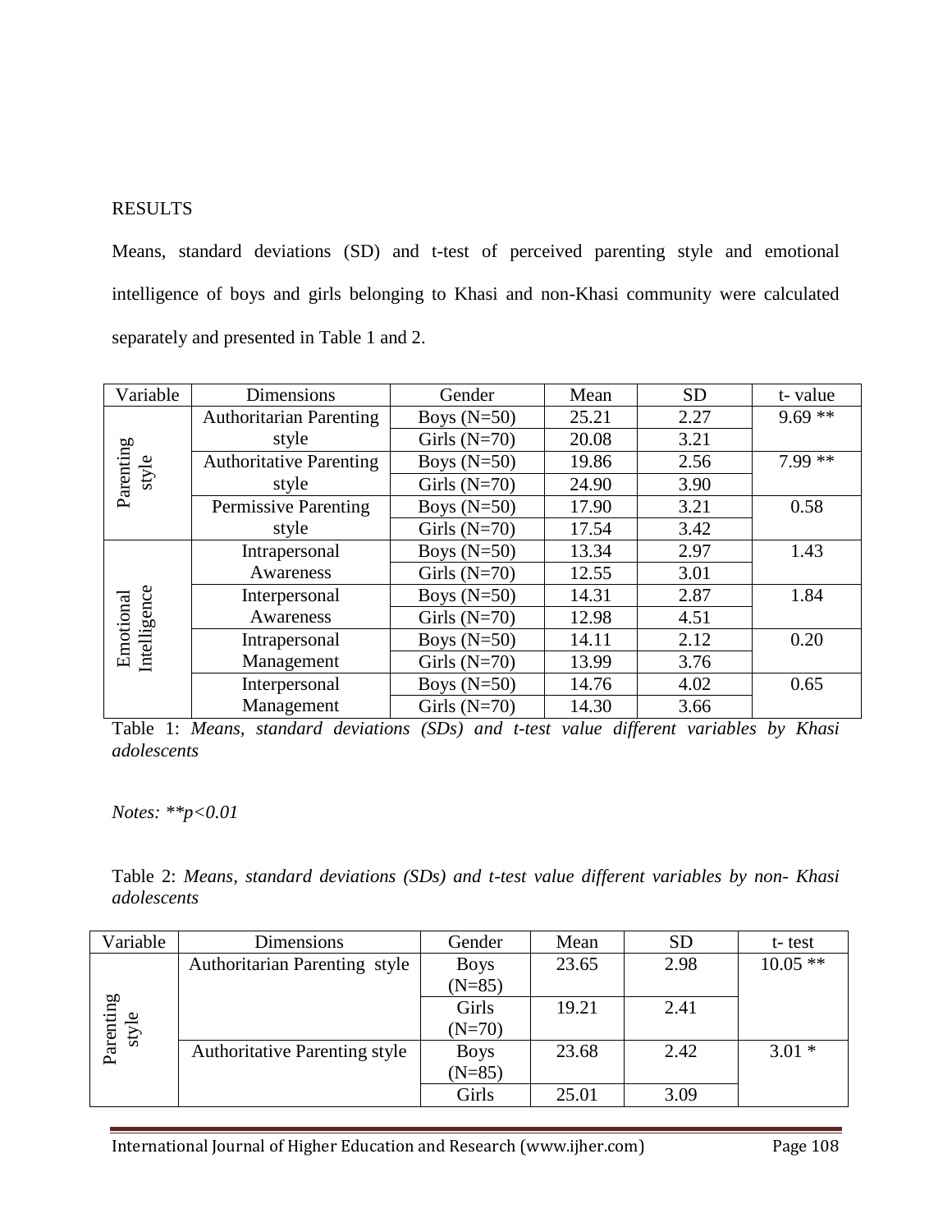RESULTS

Means, standard deviations (SD) and t-test of perceived parenting style and emotional intelligence of boys and girls belonging to Khasi and non-Khasi community were calculated separately and presented in Table 1 and 2.

| Variable | Dimensions | Gender | Mean | SD | t- value |
|---|---|---|---|---|---|
| Parenting style | Authoritarian Parenting style | Boys (N=50) | 25.21 | 2.27 | 9.69 ** |
| | | Girls (N=70) | 20.08 | 3.21 | |
| | Authoritative Parenting style | Boys (N=50) | 19.86 | 2.56 | 7.99 ** |
| | | Girls (N=70) | 24.90 | 3.90 | |
| | Permissive Parenting style | Boys (N=50) | 17.90 | 3.21 | 0.58 |
| | | Girls (N=70) | 17.54 | 3.42 | |
| Emotional Intelligence | Intrapersonal Awareness | Boys (N=50) | 13.34 | 2.97 | 1.43 |
| | | Girls (N=70) | 12.55 | 3.01 | |
| | Interpersonal Awareness | Boys (N=50) | 14.31 | 2.87 | 1.84 |
| | | Girls (N=70) | 12.98 | 4.51 | |
| | Intrapersonal Management | Boys (N=50) | 14.11 | 2.12 | 0.20 |
| | | Girls (N=70) | 13.99 | 3.76 | |
| | Interpersonal Management | Boys (N=50) | 14.76 | 4.02 | 0.65 |
| | | Girls (N=70) | 14.30 | 3.66 | |

Table 1: *Means, standard deviations (SDs) and t-test value different variables by Khasi adolescents*

*Notes: **p<0.01*

Table 2: *Means, standard deviations (SDs) and t-test value different variables by non- Khasi adolescents*

| Variable | Dimensions | Gender | Mean | SD | t- test |
|---|---|---|---|---|---|
| Parenting style | Authoritarian Parenting style | Boys (N=85) | 23.65 | 2.98 | 10.05 ** |
| | | Girls (N=70) | 19.21 | 2.41 | |
| | Authoritative Parenting style | Boys (N=85) | 23.68 | 2.42 | 3.01 * |
| | | Girls | 25.01 | 3.09 | |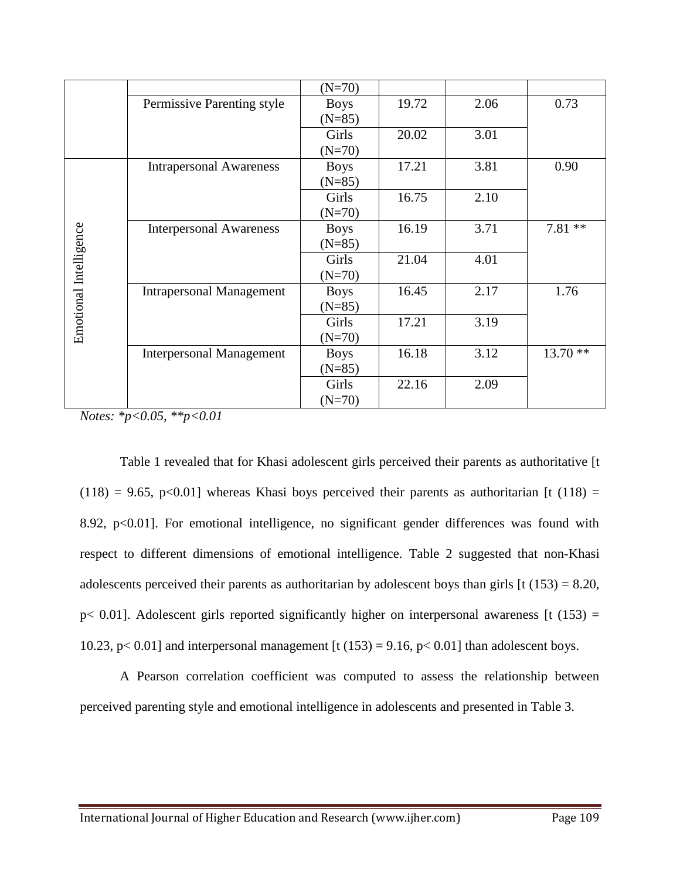| | | (N=70) | | | |
|---|---|---|---|---|---|
| | Permissive Parenting style | Boys (N=85) | 19.72 | 2.06 | 0.73 |
| | | Girls (N=70) | 20.02 | 3.01 | |
| Emotional Intelligence | Intrapersonal Awareness | Boys (N=85) | 17.21 | 3.81 | 0.90 |
| | | Girls (N=70) | 16.75 | 2.10 | |
| | Interpersonal Awareness | Boys (N=85) | 16.19 | 3.71 | 7.81 ** |
| | | Girls (N=70) | 21.04 | 4.01 | |
| | Intrapersonal Management | Boys (N=85) | 16.45 | 2.17 | 1.76 |
| | | Girls (N=70) | 17.21 | 3.19 | |
| | Interpersonal Management | Boys (N=85) | 16.18 | 3.12 | 13.70 ** |
| | | Girls (N=70) | 22.16 | 2.09 | |

*Notes: *p<0.05, **p<0.01*

Table 1 revealed that for Khasi adolescent girls perceived their parents as authoritative [t (118) = 9.65, p<0.01] whereas Khasi boys perceived their parents as authoritarian [t (118) = 8.92, p<0.01]. For emotional intelligence, no significant gender differences was found with respect to different dimensions of emotional intelligence. Table 2 suggested that non-Khasi adolescents perceived their parents as authoritarian by adolescent boys than girls [t (153) = 8.20, p< 0.01]. Adolescent girls reported significantly higher on interpersonal awareness [t (153) = 10.23, p< 0.01] and interpersonal management [t (153) = 9.16, p< 0.01] than adolescent boys.

A Pearson correlation coefficient was computed to assess the relationship between perceived parenting style and emotional intelligence in adolescents and presented in Table 3.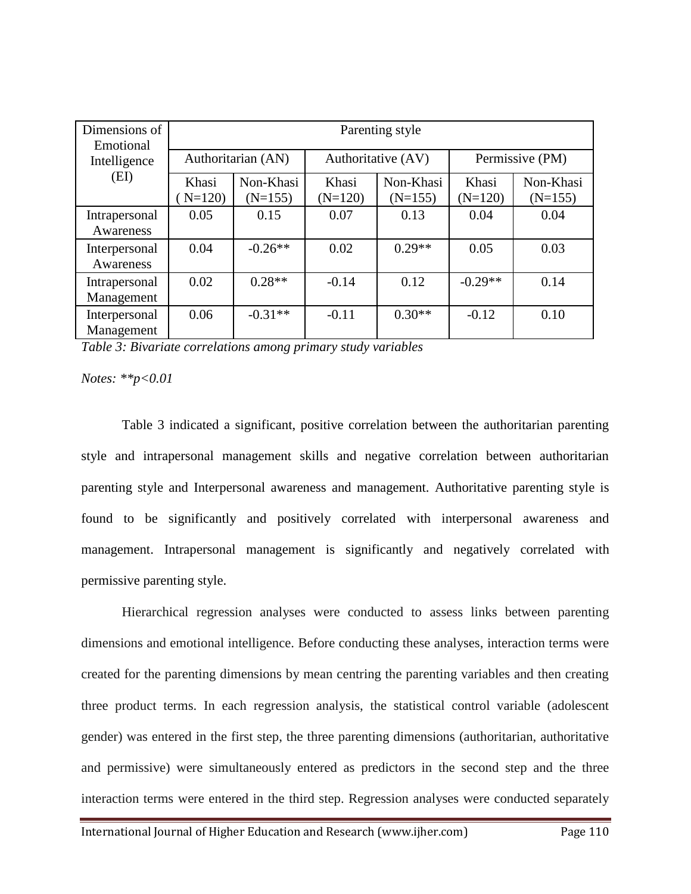| Dimensions of Emotional Intelligence (EI) | Parenting style | | | | | |
|---|---|---|---|---|---|---|
| | Authoritarian (AN) | | Authoritative (AV) | | Permissive (PM) | |
| | Khasi ( N=120) | Non-Khasi (N=155) | Khasi (N=120) | Non-Khasi (N=155) | Khasi (N=120) | Non-Khasi (N=155) |
| Intrapersonal Awareness | 0.05 | 0.15 | 0.07 | 0.13 | 0.04 | 0.04 |
| Interpersonal Awareness | 0.04 | -0.26** | 0.02 | 0.29** | 0.05 | 0.03 |
| Intrapersonal Management | 0.02 | 0.28** | -0.14 | 0.12 | -0.29** | 0.14 |
| Interpersonal Management | 0.06 | -0.31** | -0.11 | 0.30** | -0.12 | 0.10 |

*Table 3: Bivariate correlations among primary study variables*

*Notes: **p<0.01*

Table 3 indicated a significant, positive correlation between the authoritarian parenting style and intrapersonal management skills and negative correlation between authoritarian parenting style and Interpersonal awareness and management. Authoritative parenting style is found to be significantly and positively correlated with interpersonal awareness and management. Intrapersonal management is significantly and negatively correlated with permissive parenting style.

Hierarchical regression analyses were conducted to assess links between parenting dimensions and emotional intelligence. Before conducting these analyses, interaction terms were created for the parenting dimensions by mean centring the parenting variables and then creating three product terms. In each regression analysis, the statistical control variable (adolescent gender) was entered in the first step, the three parenting dimensions (authoritarian, authoritative and permissive) were simultaneously entered as predictors in the second step and the three interaction terms were entered in the third step. Regression analyses were conducted separately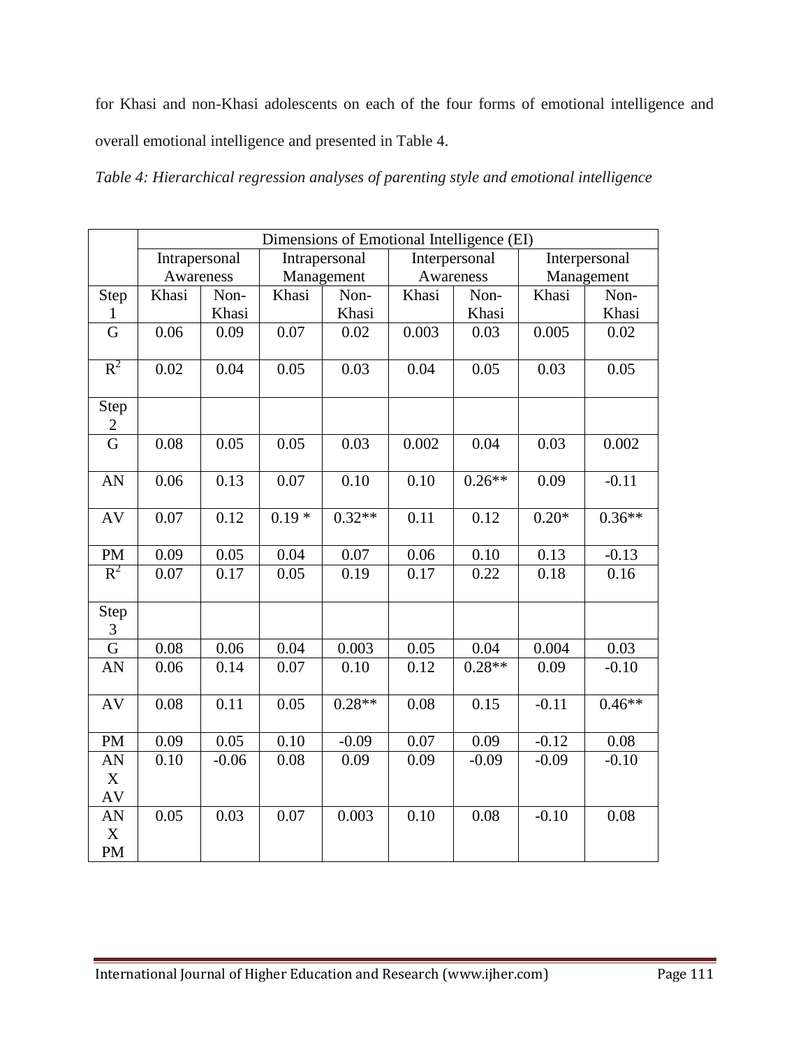for Khasi and non-Khasi adolescents on each of the four forms of emotional intelligence and overall emotional intelligence and presented in Table 4.

*Table 4: Hierarchical regression analyses of parenting style and emotional intelligence*

| | Dimensions of Emotional Intelligence (EI) | | | | | | | |
|---|---|---|---|---|---|---|---|---|
| | Intrapersonal Awareness | | Intrapersonal Management | | Interpersonal Awareness | | Interpersonal Management | |
| Step 1 | Khasi | Non-Khasi | Khasi | Non-Khasi | Khasi | Non-Khasi | Khasi | Non-Khasi |
| G | 0.06 | 0.09 | 0.07 | 0.02 | 0.003 | 0.03 | 0.005 | 0.02 |
| $R^2$ | 0.02 | 0.04 | 0.05 | 0.03 | 0.04 | 0.05 | 0.03 | 0.05 |
| Step 2 | | | | | | | | |
| G | 0.08 | 0.05 | 0.05 | 0.03 | 0.002 | 0.04 | 0.03 | 0.002 |
| AN | 0.06 | 0.13 | 0.07 | 0.10 | 0.10 | 0.26** | 0.09 | -0.11 |
| AV | 0.07 | 0.12 | 0.19 * | 0.32** | 0.11 | 0.12 | 0.20* | 0.36** |
| PM | 0.09 | 0.05 | 0.04 | 0.07 | 0.06 | 0.10 | 0.13 | -0.13 |
| $R^2$ | 0.07 | 0.17 | 0.05 | 0.19 | 0.17 | 0.22 | 0.18 | 0.16 |
| Step 3 | | | | | | | | |
| G | 0.08 | 0.06 | 0.04 | 0.003 | 0.05 | 0.04 | 0.004 | 0.03 |
| AN | 0.06 | 0.14 | 0.07 | 0.10 | 0.12 | 0.28** | 0.09 | -0.10 |
| AV | 0.08 | 0.11 | 0.05 | 0.28** | 0.08 | 0.15 | -0.11 | 0.46** |
| PM | 0.09 | 0.05 | 0.10 | -0.09 | 0.07 | 0.09 | -0.12 | 0.08 |
| AN X AV | 0.10 | -0.06 | 0.08 | 0.09 | 0.09 | -0.09 | -0.09 | -0.10 |
| AN X PM | 0.05 | 0.03 | 0.07 | 0.003 | 0.10 | 0.08 | -0.10 | 0.08 |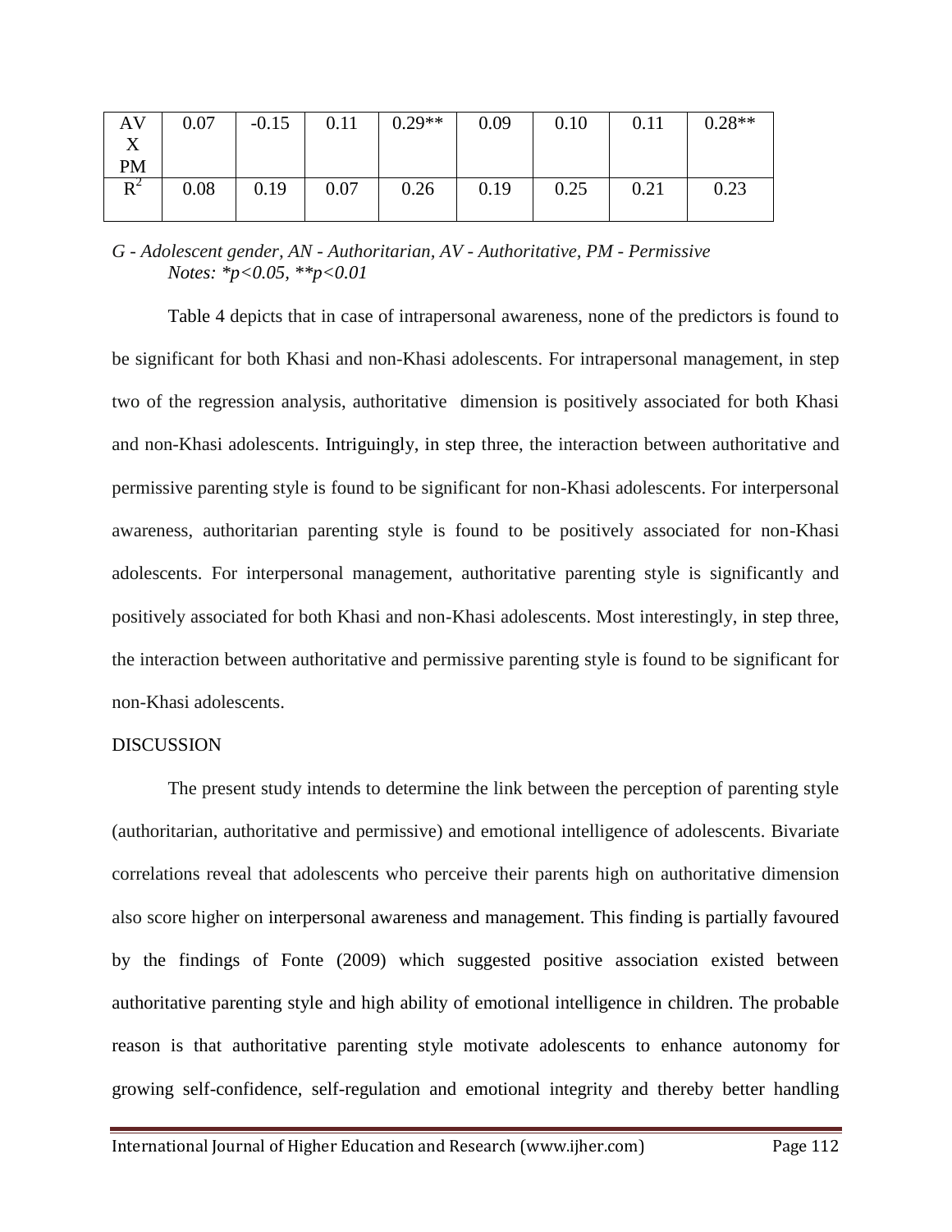| AV X PM | 0.07 | -0.15 | 0.11 | 0.29** | 0.09 | 0.10 | 0.11 | 0.28** |
|---|---|---|---|---|---|---|---|---|
| $R^2$ | 0.08 | 0.19 | 0.07 | 0.26 | 0.19 | 0.25 | 0.21 | 0.23 |

*G - Adolescent gender, AN - Authoritarian, AV - Authoritative, PM - Permissive*
*Notes: *p<0.05, **p<0.01*

Table 4 depicts that in case of intrapersonal awareness, none of the predictors is found to be significant for both Khasi and non-Khasi adolescents. For intrapersonal management, in step two of the regression analysis, authoritative dimension is positively associated for both Khasi and non-Khasi adolescents. Intriguingly, in step three, the interaction between authoritative and permissive parenting style is found to be significant for non-Khasi adolescents. For interpersonal awareness, authoritarian parenting style is found to be positively associated for non-Khasi adolescents. For interpersonal management, authoritative parenting style is significantly and positively associated for both Khasi and non-Khasi adolescents. Most interestingly, in step three, the interaction between authoritative and permissive parenting style is found to be significant for non-Khasi adolescents.

## DISCUSSION

The present study intends to determine the link between the perception of parenting style (authoritarian, authoritative and permissive) and emotional intelligence of adolescents. Bivariate correlations reveal that adolescents who perceive their parents high on authoritative dimension also score higher on interpersonal awareness and management. This finding is partially favoured by the findings of Fonte (2009) which suggested positive association existed between authoritative parenting style and high ability of emotional intelligence in children. The probable reason is that authoritative parenting style motivate adolescents to enhance autonomy for growing self-confidence, self-regulation and emotional integrity and thereby better handling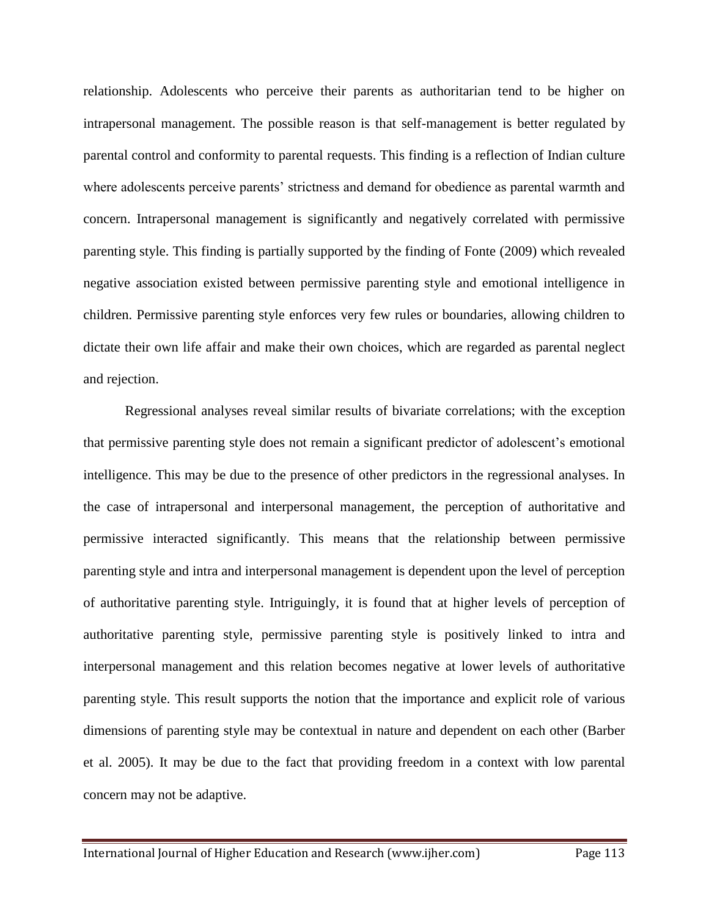relationship. Adolescents who perceive their parents as authoritarian tend to be higher on intrapersonal management. The possible reason is that self-management is better regulated by parental control and conformity to parental requests. This finding is a reflection of Indian culture where adolescents perceive parents' strictness and demand for obedience as parental warmth and concern. Intrapersonal management is significantly and negatively correlated with permissive parenting style. This finding is partially supported by the finding of Fonte (2009) which revealed negative association existed between permissive parenting style and emotional intelligence in children. Permissive parenting style enforces very few rules or boundaries, allowing children to dictate their own life affair and make their own choices, which are regarded as parental neglect and rejection.

Regressional analyses reveal similar results of bivariate correlations; with the exception that permissive parenting style does not remain a significant predictor of adolescent's emotional intelligence. This may be due to the presence of other predictors in the regressional analyses. In the case of intrapersonal and interpersonal management, the perception of authoritative and permissive interacted significantly. This means that the relationship between permissive parenting style and intra and interpersonal management is dependent upon the level of perception of authoritative parenting style. Intriguingly, it is found that at higher levels of perception of authoritative parenting style, permissive parenting style is positively linked to intra and interpersonal management and this relation becomes negative at lower levels of authoritative parenting style. This result supports the notion that the importance and explicit role of various dimensions of parenting style may be contextual in nature and dependent on each other (Barber et al. 2005). It may be due to the fact that providing freedom in a context with low parental concern may not be adaptive.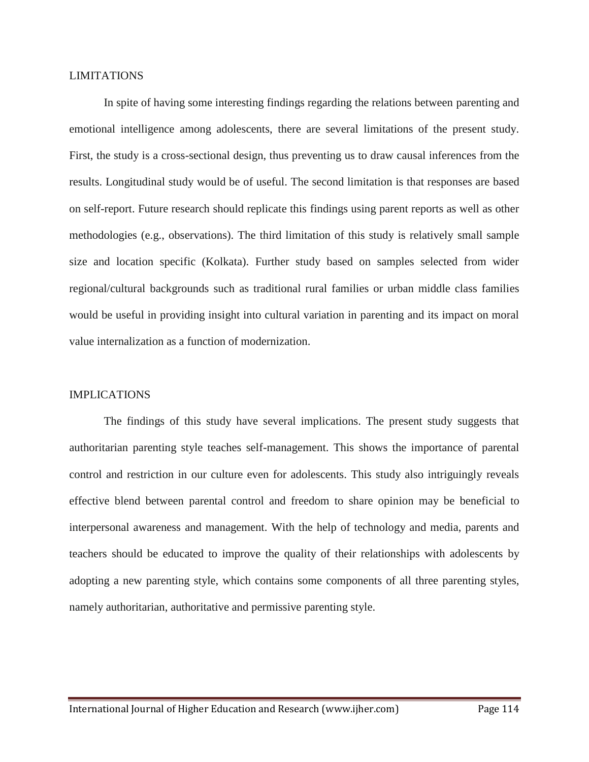## LIMITATIONS

In spite of having some interesting findings regarding the relations between parenting and emotional intelligence among adolescents, there are several limitations of the present study. First, the study is a cross-sectional design, thus preventing us to draw causal inferences from the results. Longitudinal study would be of useful. The second limitation is that responses are based on self-report. Future research should replicate this findings using parent reports as well as other methodologies (e.g., observations). The third limitation of this study is relatively small sample size and location specific (Kolkata). Further study based on samples selected from wider regional/cultural backgrounds such as traditional rural families or urban middle class families would be useful in providing insight into cultural variation in parenting and its impact on moral value internalization as a function of modernization.

## IMPLICATIONS

The findings of this study have several implications. The present study suggests that authoritarian parenting style teaches self-management. This shows the importance of parental control and restriction in our culture even for adolescents. This study also intriguingly reveals effective blend between parental control and freedom to share opinion may be beneficial to interpersonal awareness and management. With the help of technology and media, parents and teachers should be educated to improve the quality of their relationships with adolescents by adopting a new parenting style, which contains some components of all three parenting styles, namely authoritarian, authoritative and permissive parenting style.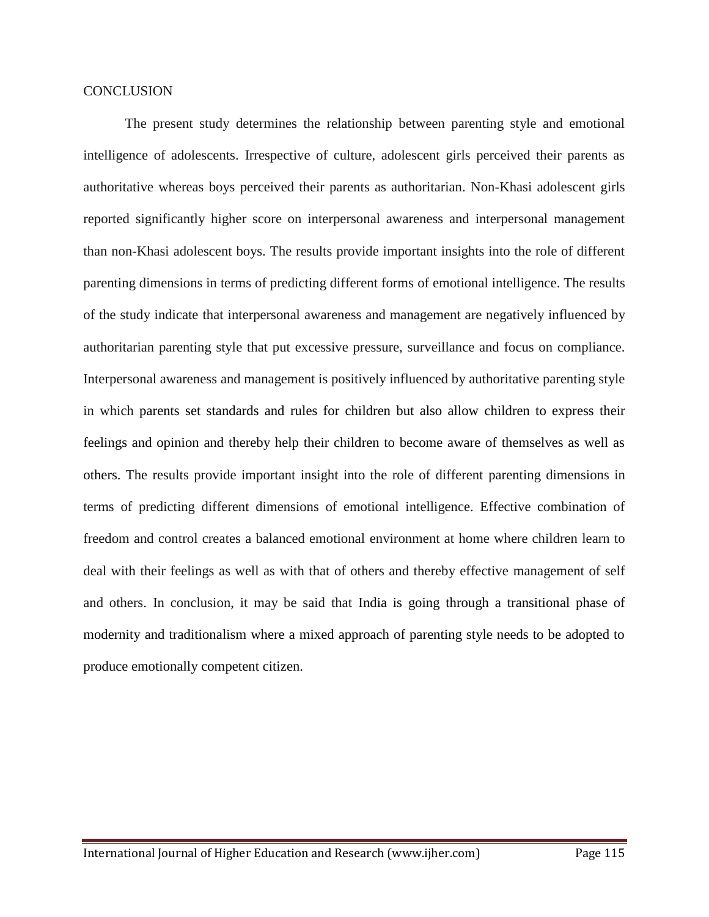## CONCLUSION

The present study determines the relationship between parenting style and emotional intelligence of adolescents. Irrespective of culture, adolescent girls perceived their parents as authoritative whereas boys perceived their parents as authoritarian. Non-Khasi adolescent girls reported significantly higher score on interpersonal awareness and interpersonal management than non-Khasi adolescent boys. The results provide important insights into the role of different parenting dimensions in terms of predicting different forms of emotional intelligence. The results of the study indicate that interpersonal awareness and management are negatively influenced by authoritarian parenting style that put excessive pressure, surveillance and focus on compliance. Interpersonal awareness and management is positively influenced by authoritative parenting style in which parents set standards and rules for children but also allow children to express their feelings and opinion and thereby help their children to become aware of themselves as well as others. The results provide important insight into the role of different parenting dimensions in terms of predicting different dimensions of emotional intelligence. Effective combination of freedom and control creates a balanced emotional environment at home where children learn to deal with their feelings as well as with that of others and thereby effective management of self and others. In conclusion, it may be said that India is going through a transitional phase of modernity and traditionalism where a mixed approach of parenting style needs to be adopted to produce emotionally competent citizen.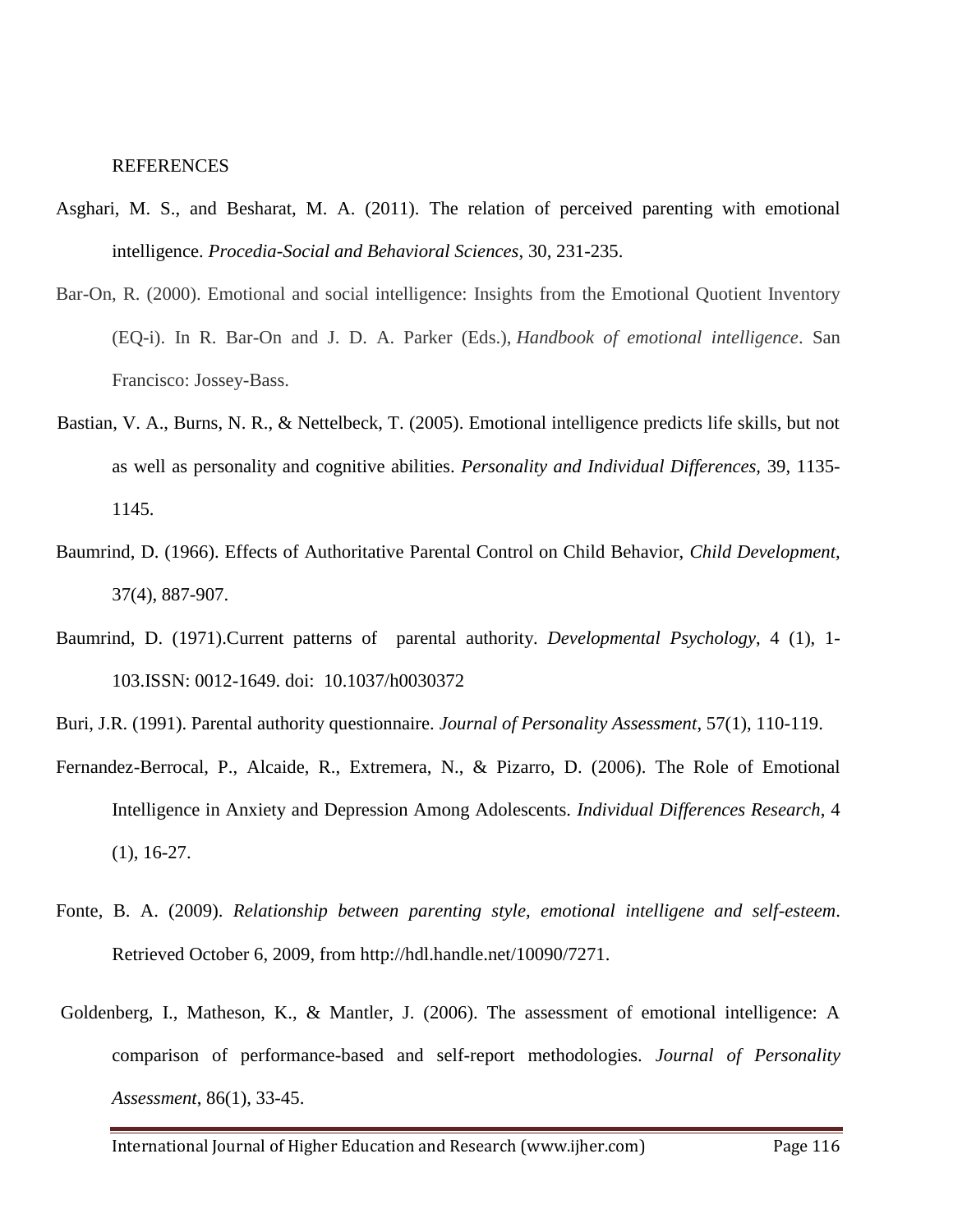REFERENCES

Asghari, M. S., and Besharat, M. A. (2011). The relation of perceived parenting with emotional intelligence. *Procedia-Social and Behavioral Sciences*, 30, 231-235.

Bar-On, R. (2000). Emotional and social intelligence: Insights from the Emotional Quotient Inventory (EQ-i). In R. Bar-On and J. D. A. Parker (Eds.), *Handbook of emotional intelligence*. San Francisco: Jossey-Bass.

Bastian, V. A., Burns, N. R., & Nettelbeck, T. (2005). Emotional intelligence predicts life skills, but not as well as personality and cognitive abilities. *Personality and Individual Differences*, 39, 1135-1145.

Baumrind, D. (1966). Effects of Authoritative Parental Control on Child Behavior, *Child Development,* 37(4), 887-907.

Baumrind, D. (1971).Current patterns of parental authority. *Developmental Psychology*, 4 (1), 1-103.ISSN: 0012-1649. doi: 10.1037/h0030372

Buri, J.R. (1991). Parental authority questionnaire. *Journal of Personality Assessment*, 57(1), 110-119.

Fernandez-Berrocal, P., Alcaide, R., Extremera, N., & Pizarro, D. (2006). The Role of Emotional Intelligence in Anxiety and Depression Among Adolescents. *Individual Differences Research*, 4 (1), 16-27.

Fonte, B. A. (2009). *Relationship between parenting style, emotional intelligene and self-esteem*. Retrieved October 6, 2009, from http://hdl.handle.net/10090/7271.

Goldenberg, I., Matheson, K., & Mantler, J. (2006). The assessment of emotional intelligence: A comparison of performance-based and self-report methodologies. *Journal of Personality Assessment*, 86(1), 33-45.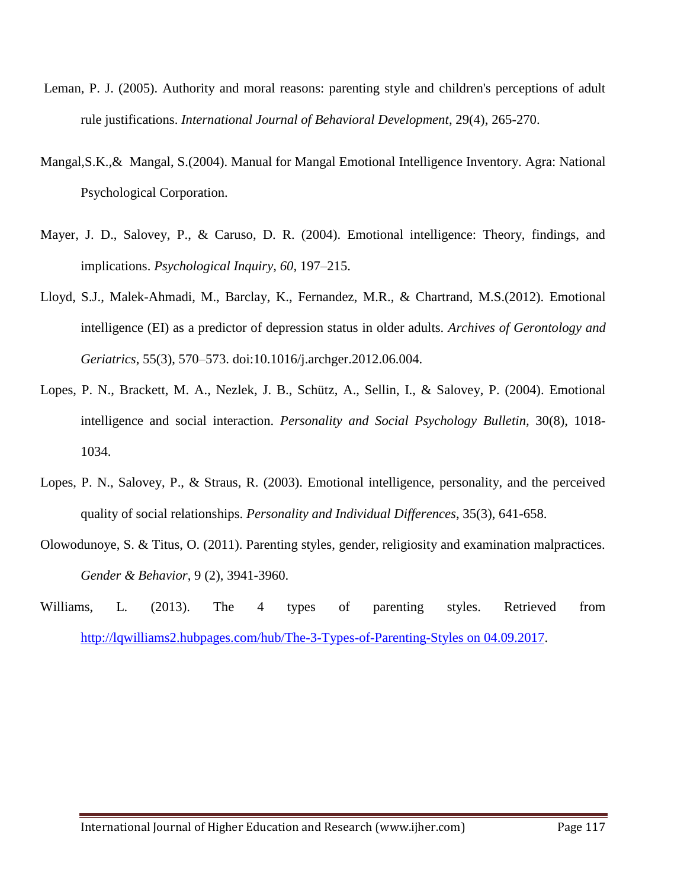Leman, P. J. (2005). Authority and moral reasons: parenting style and children's perceptions of adult rule justifications. *International Journal of Behavioral Development*, 29(4), 265-270.

Mangal,S.K.,& Mangal, S.(2004). Manual for Mangal Emotional Intelligence Inventory. Agra: National Psychological Corporation.

Mayer, J. D., Salovey, P., & Caruso, D. R. (2004). Emotional intelligence: Theory, findings, and implications. *Psychological Inquiry, 60*, 197–215.

Lloyd, S.J., Malek-Ahmadi, M., Barclay, K., Fernandez, M.R., & Chartrand, M.S.(2012). Emotional intelligence (EI) as a predictor of depression status in older adults. *Archives of Gerontology and Geriatrics*, 55(3), 570–573. doi:10.1016/j.archger.2012.06.004.

Lopes, P. N., Brackett, M. A., Nezlek, J. B., Schütz, A., Sellin, I., & Salovey, P. (2004). Emotional intelligence and social interaction. *Personality and Social Psychology Bulletin*, 30(8), 1018-1034.

Lopes, P. N., Salovey, P., & Straus, R. (2003). Emotional intelligence, personality, and the perceived quality of social relationships. *Personality and Individual Differences*, 35(3), 641-658.

Olowodunoye, S. & Titus, O. (2011). Parenting styles, gender, religiosity and examination malpractices. *Gender & Behavior*, 9 (2), 3941-3960.

Williams, L. (2013). The 4 types of parenting styles. Retrieved from http://lqwilliams2.hubpages.com/hub/The-3-Types-of-Parenting-Styles on 04.09.2017.